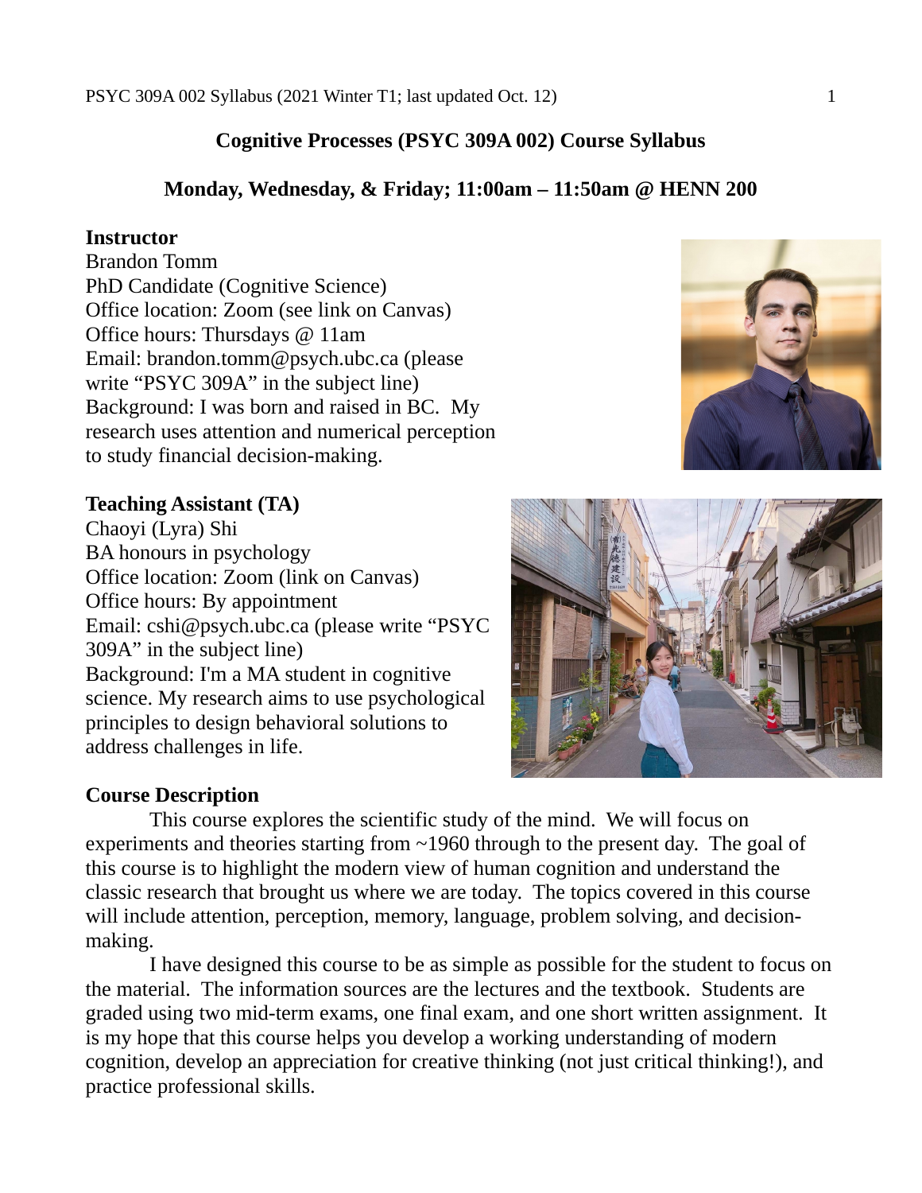# Cognitive Processes (PSYC 309A 002) Course Syllabus

**Monday, Wednesday, & Friday; 11:00am – 11:50am @ HENN 200**

**Instructor**

Brandon Tomm
PhD Candidate (Cognitive Science)
Office location: Zoom (see link on Canvas)
Office hours: Thursdays @ 11am
Email: brandon.tomm@psych.ubc.ca (please write "PSYC 309A" in the subject line)
Background: I was born and raised in BC. My research uses attention and numerical perception to study financial decision-making.

**Teaching Assistant (TA)**

Chaoyi (Lyra) Shi
BA honours in psychology
Office location: Zoom (link on Canvas)
Office hours: By appointment
Email: cshi@psych.ubc.ca (please write "PSYC 309A" in the subject line)
Background: I'm a MA student in cognitive science. My research aims to use psychological principles to design behavioral solutions to address challenges in life.

**Course Description**

This course explores the scientific study of the mind. We will focus on experiments and theories starting from ~1960 through to the present day. The goal of this course is to highlight the modern view of human cognition and understand the classic research that brought us where we are today. The topics covered in this course will include attention, perception, memory, language, problem solving, and decision-making.

I have designed this course to be as simple as possible for the student to focus on the material. The information sources are the lectures and the textbook. Students are graded using two mid-term exams, one final exam, and one short written assignment. It is my hope that this course helps you develop a working understanding of modern cognition, develop an appreciation for creative thinking (not just critical thinking!), and practice professional skills.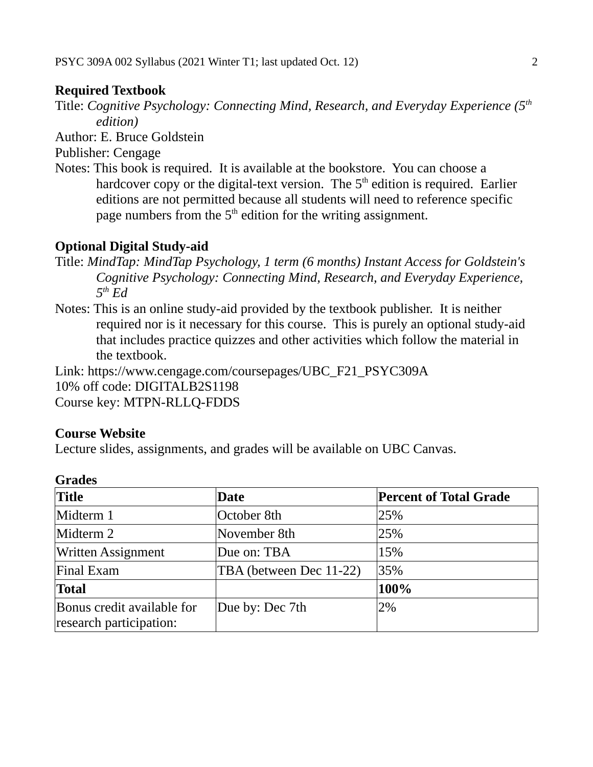## Required Textbook

Title: *Cognitive Psychology: Connecting Mind, Research, and Everyday Experience (5th edition)*

Author: E. Bruce Goldstein

Publisher: Cengage

Notes: This book is required. It is available at the bookstore. You can choose a hardcover copy or the digital-text version. The 5th edition is required. Earlier editions are not permitted because all students will need to reference specific page numbers from the 5th edition for the writing assignment.

## Optional Digital Study-aid

Title: *MindTap: MindTap Psychology, 1 term (6 months) Instant Access for Goldstein's Cognitive Psychology: Connecting Mind, Research, and Everyday Experience, 5th Ed*

Notes: This is an online study-aid provided by the textbook publisher. It is neither required nor is it necessary for this course. This is purely an optional study-aid that includes practice quizzes and other activities which follow the material in the textbook.

Link: https://www.cengage.com/coursepages/UBC_F21_PSYC309A

10% off code: DIGITALB2S1198

Course key: MTPN-RLLQ-FDDS

## Course Website

Lecture slides, assignments, and grades will be available on UBC Canvas.

## Grades

| Title | Date | Percent of Total Grade |
|---|---|---|
| Midterm 1 | October 8th | 25% |
| Midterm 2 | November 8th | 25% |
| Written Assignment | Due on: TBA | 15% |
| Final Exam | TBA (between Dec 11-22) | 35% |
| **Total** | | **100%** |
| Bonus credit available for research participation: | Due by: Dec 7th | 2% |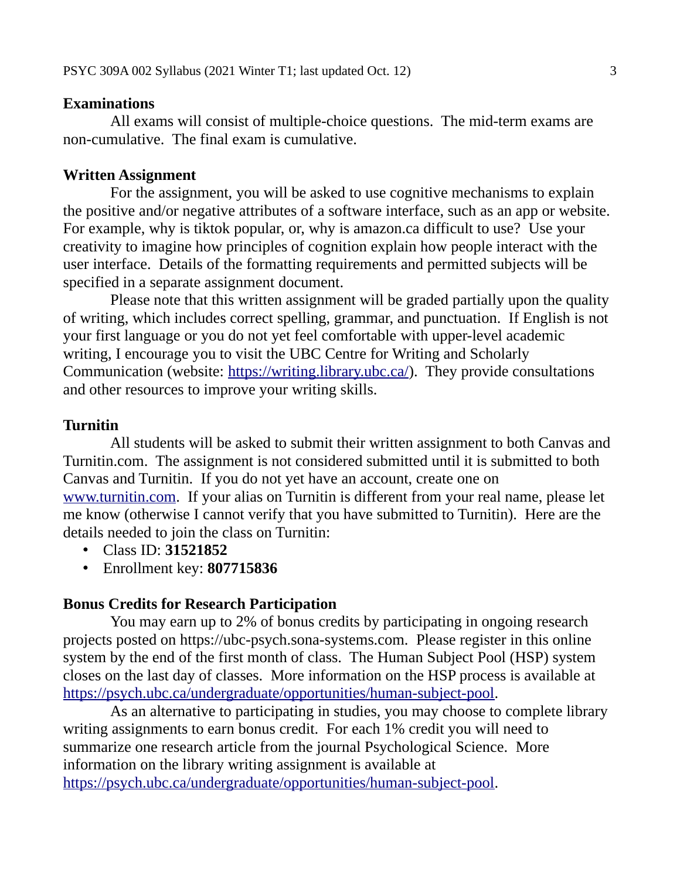### Examinations

All exams will consist of multiple-choice questions. The mid-term exams are non-cumulative. The final exam is cumulative.

### Written Assignment

For the assignment, you will be asked to use cognitive mechanisms to explain the positive and/or negative attributes of a software interface, such as an app or website. For example, why is tiktok popular, or, why is amazon.ca difficult to use? Use your creativity to imagine how principles of cognition explain how people interact with the user interface. Details of the formatting requirements and permitted subjects will be specified in a separate assignment document.

Please note that this written assignment will be graded partially upon the quality of writing, which includes correct spelling, grammar, and punctuation. If English is not your first language or you do not yet feel comfortable with upper-level academic writing, I encourage you to visit the UBC Centre for Writing and Scholarly Communication (website: [https://writing.library.ubc.ca/](https://writing.library.ubc.ca/)). They provide consultations and other resources to improve your writing skills.

### Turnitin

All students will be asked to submit their written assignment to both Canvas and Turnitin.com. The assignment is not considered submitted until it is submitted to both Canvas and Turnitin. If you do not yet have an account, create one on [www.turnitin.com](www.turnitin.com). If your alias on Turnitin is different from your real name, please let me know (otherwise I cannot verify that you have submitted to Turnitin). Here are the details needed to join the class on Turnitin:

- Class ID: **31521852**
- Enrollment key: **807715836**

### Bonus Credits for Research Participation

You may earn up to 2% of bonus credits by participating in ongoing research projects posted on https://ubc-psych.sona-systems.com. Please register in this online system by the end of the first month of class. The Human Subject Pool (HSP) system closes on the last day of classes. More information on the HSP process is available at [https://psych.ubc.ca/undergraduate/opportunities/human-subject-pool](https://psych.ubc.ca/undergraduate/opportunities/human-subject-pool).

As an alternative to participating in studies, you may choose to complete library writing assignments to earn bonus credit. For each 1% credit you will need to summarize one research article from the journal Psychological Science. More information on the library writing assignment is available at [https://psych.ubc.ca/undergraduate/opportunities/human-subject-pool](https://psych.ubc.ca/undergraduate/opportunities/human-subject-pool).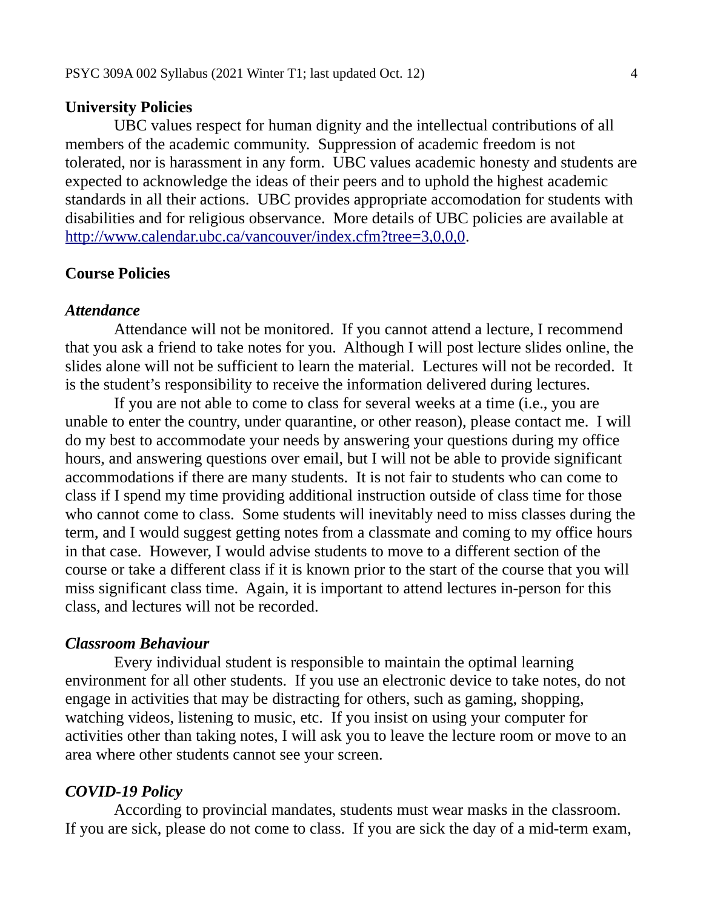## University Policies

UBC values respect for human dignity and the intellectual contributions of all members of the academic community. Suppression of academic freedom is not tolerated, nor is harassment in any form. UBC values academic honesty and students are expected to acknowledge the ideas of their peers and to uphold the highest academic standards in all their actions. UBC provides appropriate accomodation for students with disabilities and for religious observance. More details of UBC policies are available at http://www.calendar.ubc.ca/vancouver/index.cfm?tree=3,0,0,0.

## Course Policies

### *Attendance*

Attendance will not be monitored. If you cannot attend a lecture, I recommend that you ask a friend to take notes for you. Although I will post lecture slides online, the slides alone will not be sufficient to learn the material. Lectures will not be recorded. It is the student's responsibility to receive the information delivered during lectures.

If you are not able to come to class for several weeks at a time (i.e., you are unable to enter the country, under quarantine, or other reason), please contact me. I will do my best to accommodate your needs by answering your questions during my office hours, and answering questions over email, but I will not be able to provide significant accommodations if there are many students. It is not fair to students who can come to class if I spend my time providing additional instruction outside of class time for those who cannot come to class. Some students will inevitably need to miss classes during the term, and I would suggest getting notes from a classmate and coming to my office hours in that case. However, I would advise students to move to a different section of the course or take a different class if it is known prior to the start of the course that you will miss significant class time. Again, it is important to attend lectures in-person for this class, and lectures will not be recorded.

### *Classroom Behaviour*

Every individual student is responsible to maintain the optimal learning environment for all other students. If you use an electronic device to take notes, do not engage in activities that may be distracting for others, such as gaming, shopping, watching videos, listening to music, etc. If you insist on using your computer for activities other than taking notes, I will ask you to leave the lecture room or move to an area where other students cannot see your screen.

### *COVID-19 Policy*

According to provincial mandates, students must wear masks in the classroom. If you are sick, please do not come to class. If you are sick the day of a mid-term exam,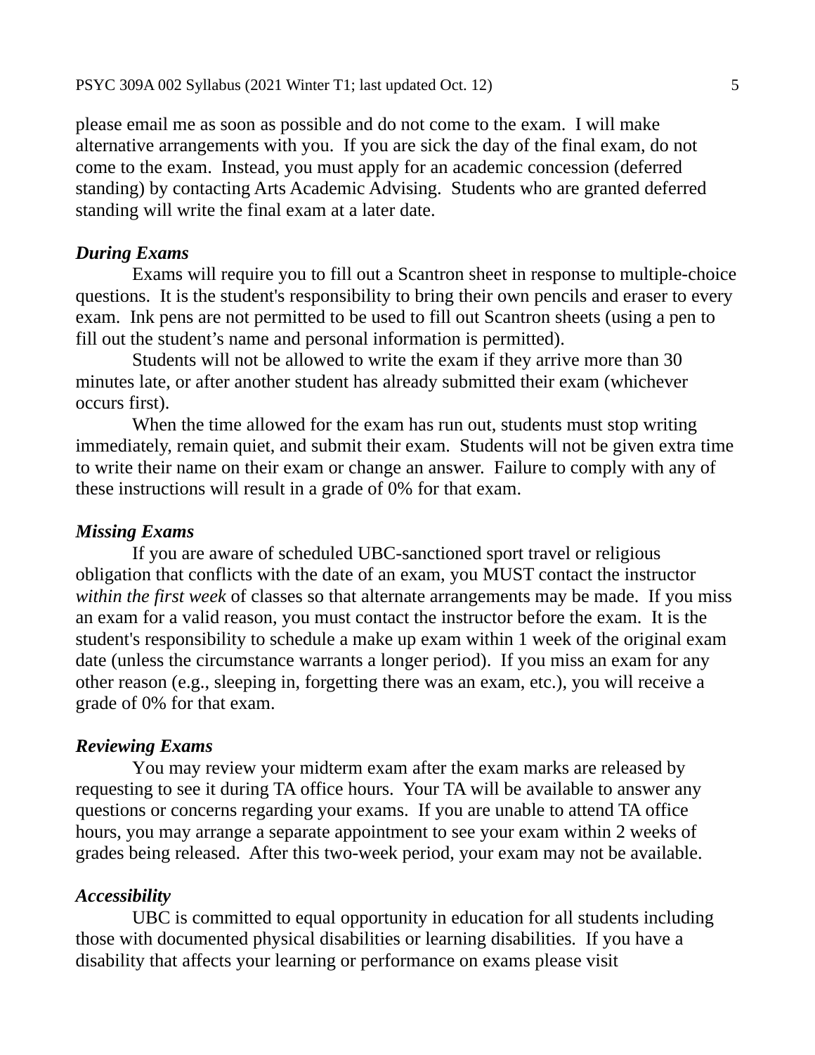please email me as soon as possible and do not come to the exam. I will make alternative arrangements with you. If you are sick the day of the final exam, do not come to the exam. Instead, you must apply for an academic concession (deferred standing) by contacting Arts Academic Advising. Students who are granted deferred standing will write the final exam at a later date.

***During Exams***

Exams will require you to fill out a Scantron sheet in response to multiple-choice questions. It is the student's responsibility to bring their own pencils and eraser to every exam. Ink pens are not permitted to be used to fill out Scantron sheets (using a pen to fill out the student’s name and personal information is permitted).

Students will not be allowed to write the exam if they arrive more than 30 minutes late, or after another student has already submitted their exam (whichever occurs first).

When the time allowed for the exam has run out, students must stop writing immediately, remain quiet, and submit their exam. Students will not be given extra time to write their name on their exam or change an answer. Failure to comply with any of these instructions will result in a grade of 0% for that exam.

***Missing Exams***

If you are aware of scheduled UBC-sanctioned sport travel or religious obligation that conflicts with the date of an exam, you MUST contact the instructor *within the first week* of classes so that alternate arrangements may be made. If you miss an exam for a valid reason, you must contact the instructor before the exam. It is the student's responsibility to schedule a make up exam within 1 week of the original exam date (unless the circumstance warrants a longer period). If you miss an exam for any other reason (e.g., sleeping in, forgetting there was an exam, etc.), you will receive a grade of 0% for that exam.

***Reviewing Exams***

You may review your midterm exam after the exam marks are released by requesting to see it during TA office hours. Your TA will be available to answer any questions or concerns regarding your exams. If you are unable to attend TA office hours, you may arrange a separate appointment to see your exam within 2 weeks of grades being released. After this two-week period, your exam may not be available.

***Accessibility***

UBC is committed to equal opportunity in education for all students including those with documented physical disabilities or learning disabilities. If you have a disability that affects your learning or performance on exams please visit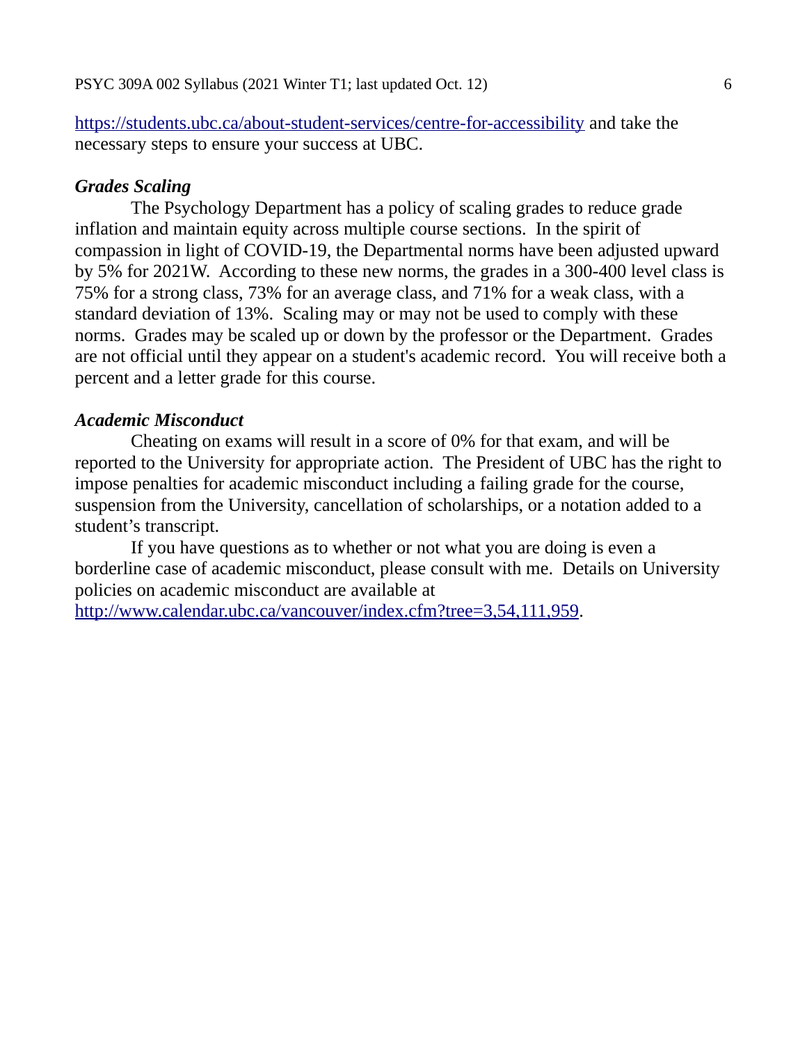https://students.ubc.ca/about-student-services/centre-for-accessibility and take the necessary steps to ensure your success at UBC.

### *Grades Scaling*

The Psychology Department has a policy of scaling grades to reduce grade inflation and maintain equity across multiple course sections. In the spirit of compassion in light of COVID-19, the Departmental norms have been adjusted upward by 5% for 2021W. According to these new norms, the grades in a 300-400 level class is 75% for a strong class, 73% for an average class, and 71% for a weak class, with a standard deviation of 13%. Scaling may or may not be used to comply with these norms. Grades may be scaled up or down by the professor or the Department. Grades are not official until they appear on a student's academic record. You will receive both a percent and a letter grade for this course.

### *Academic Misconduct*

Cheating on exams will result in a score of 0% for that exam, and will be reported to the University for appropriate action. The President of UBC has the right to impose penalties for academic misconduct including a failing grade for the course, suspension from the University, cancellation of scholarships, or a notation added to a student's transcript.

If you have questions as to whether or not what you are doing is even a borderline case of academic misconduct, please consult with me. Details on University policies on academic misconduct are available at http://www.calendar.ubc.ca/vancouver/index.cfm?tree=3,54,111,959.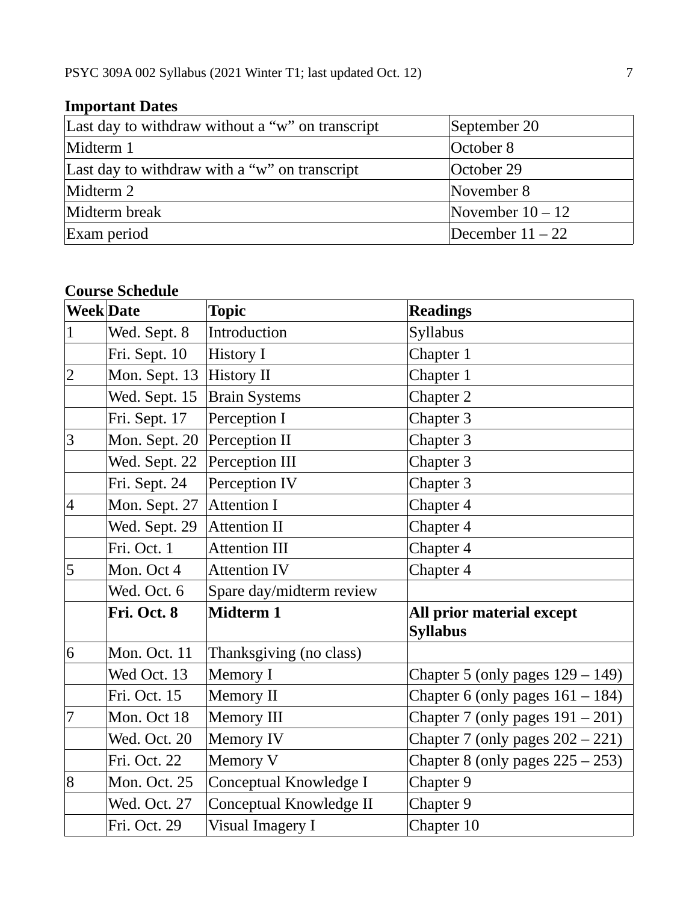**Important Dates**

| Last day to withdraw without a "w" on transcript | September 20 |
|---|---|
| Midterm 1 | October 8 |
| Last day to withdraw with a "w" on transcript | October 29 |
| Midterm 2 | November 8 |
| Midterm break | November 10 – 12 |
| Exam period | December 11 – 22 |

**Course Schedule**

| Week | Date | Topic | Readings |
|---|---|---|---|
| 1 | Wed. Sept. 8 | Introduction | Syllabus |
| | Fri. Sept. 10 | History I | Chapter 1 |
| 2 | Mon. Sept. 13 | History II | Chapter 1 |
| | Wed. Sept. 15 | Brain Systems | Chapter 2 |
| | Fri. Sept. 17 | Perception I | Chapter 3 |
| 3 | Mon. Sept. 20 | Perception II | Chapter 3 |
| | Wed. Sept. 22 | Perception III | Chapter 3 |
| | Fri. Sept. 24 | Perception IV | Chapter 3 |
| 4 | Mon. Sept. 27 | Attention I | Chapter 4 |
| | Wed. Sept. 29 | Attention II | Chapter 4 |
| | Fri. Oct. 1 | Attention III | Chapter 4 |
| 5 | Mon. Oct 4 | Attention IV | Chapter 4 |
| | Wed. Oct. 6 | Spare day/midterm review | |
| | **Fri. Oct. 8** | **Midterm 1** | **All prior material except Syllabus** |
| 6 | Mon. Oct. 11 | Thanksgiving (no class) | |
| | Wed Oct. 13 | Memory I | Chapter 5 (only pages 129 – 149) |
| | Fri. Oct. 15 | Memory II | Chapter 6 (only pages 161 – 184) |
| 7 | Mon. Oct 18 | Memory III | Chapter 7 (only pages 191 – 201) |
| | Wed. Oct. 20 | Memory IV | Chapter 7 (only pages 202 – 221) |
| | Fri. Oct. 22 | Memory V | Chapter 8 (only pages 225 – 253) |
| 8 | Mon. Oct. 25 | Conceptual Knowledge I | Chapter 9 |
| | Wed. Oct. 27 | Conceptual Knowledge II | Chapter 9 |
| | Fri. Oct. 29 | Visual Imagery I | Chapter 10 |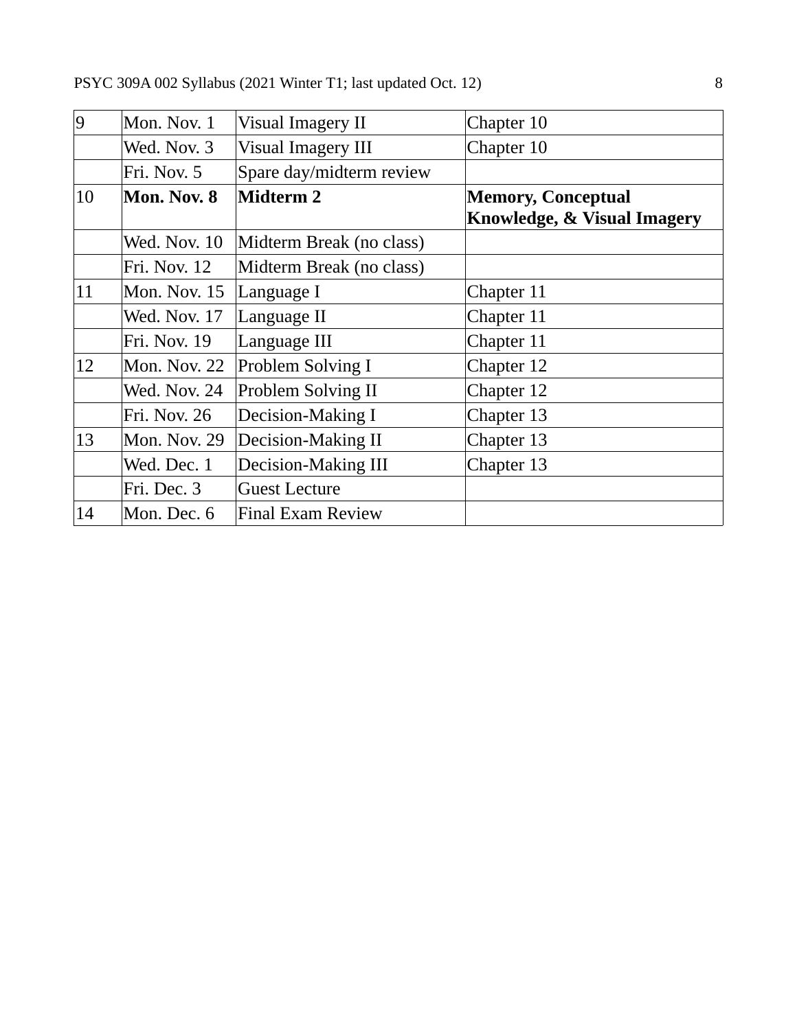| | | | |
|---|---|---|---|
| 9 | Mon. Nov. 1 | Visual Imagery II | Chapter 10 |
| | Wed. Nov. 3 | Visual Imagery III | Chapter 10 |
| | Fri. Nov. 5 | Spare day/midterm review | |
| 10 | **Mon. Nov. 8** | **Midterm 2** | **Memory, Conceptual Knowledge, & Visual Imagery** |
| | Wed. Nov. 10 | Midterm Break (no class) | |
| | Fri. Nov. 12 | Midterm Break (no class) | |
| 11 | Mon. Nov. 15 | Language I | Chapter 11 |
| | Wed. Nov. 17 | Language II | Chapter 11 |
| | Fri. Nov. 19 | Language III | Chapter 11 |
| 12 | Mon. Nov. 22 | Problem Solving I | Chapter 12 |
| | Wed. Nov. 24 | Problem Solving II | Chapter 12 |
| | Fri. Nov. 26 | Decision-Making I | Chapter 13 |
| 13 | Mon. Nov. 29 | Decision-Making II | Chapter 13 |
| | Wed. Dec. 1 | Decision-Making III | Chapter 13 |
| | Fri. Dec. 3 | Guest Lecture | |
| 14 | Mon. Dec. 6 | Final Exam Review | |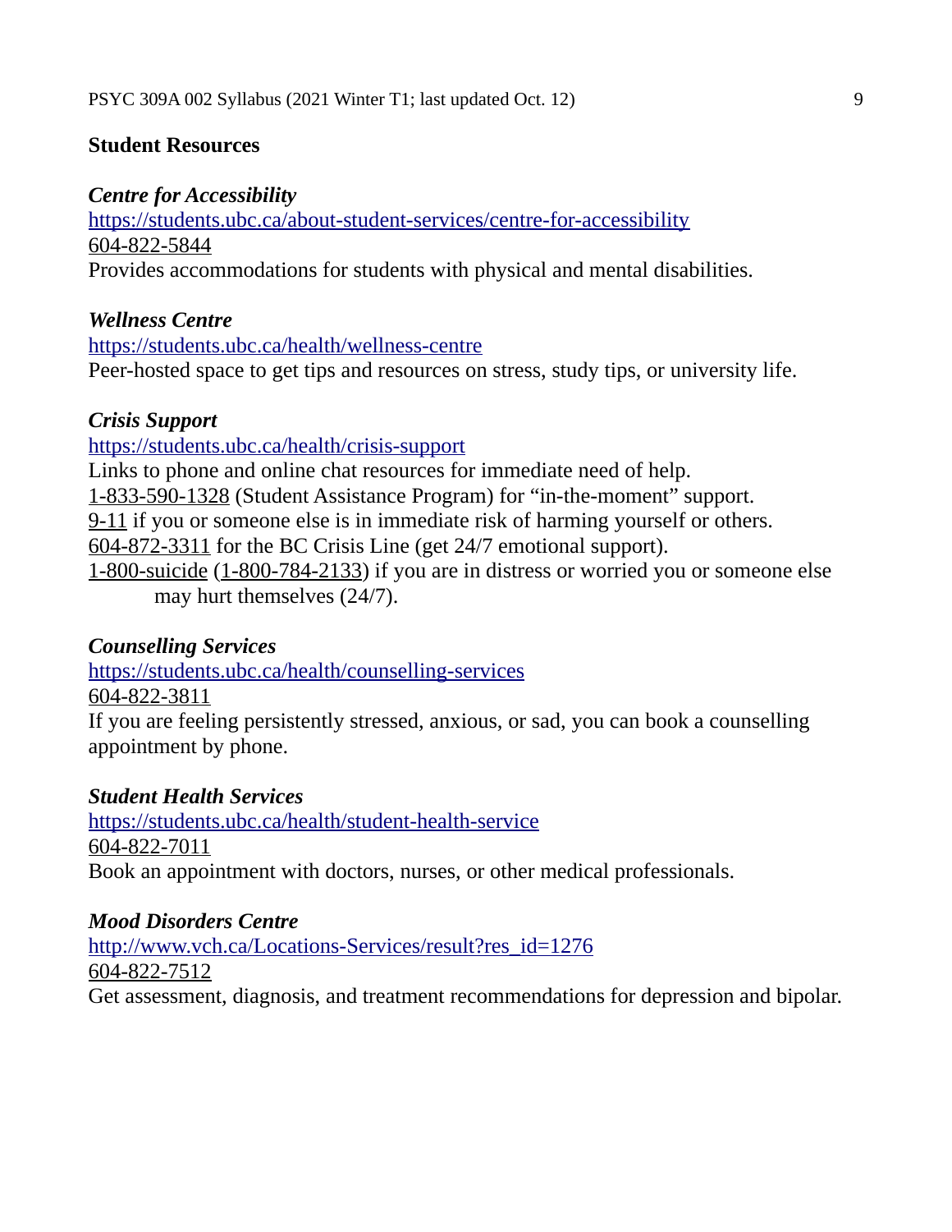## Student Resources

***Centre for Accessibility***
https://students.ubc.ca/about-student-services/centre-for-accessibility
604-822-5844
Provides accommodations for students with physical and mental disabilities.

***Wellness Centre***
https://students.ubc.ca/health/wellness-centre
Peer-hosted space to get tips and resources on stress, study tips, or university life.

***Crisis Support***
https://students.ubc.ca/health/crisis-support
Links to phone and online chat resources for immediate need of help.
1-833-590-1328 (Student Assistance Program) for "in-the-moment" support.
9-11 if you or someone else is in immediate risk of harming yourself or others.
604-872-3311 for the BC Crisis Line (get 24/7 emotional support).
1-800-suicide (1-800-784-2133) if you are in distress or worried you or someone else may hurt themselves (24/7).

***Counselling Services***
https://students.ubc.ca/health/counselling-services
604-822-3811
If you are feeling persistently stressed, anxious, or sad, you can book a counselling appointment by phone.

***Student Health Services***
https://students.ubc.ca/health/student-health-service
604-822-7011
Book an appointment with doctors, nurses, or other medical professionals.

***Mood Disorders Centre***
http://www.vch.ca/Locations-Services/result?res_id=1276
604-822-7512
Get assessment, diagnosis, and treatment recommendations for depression and bipolar.